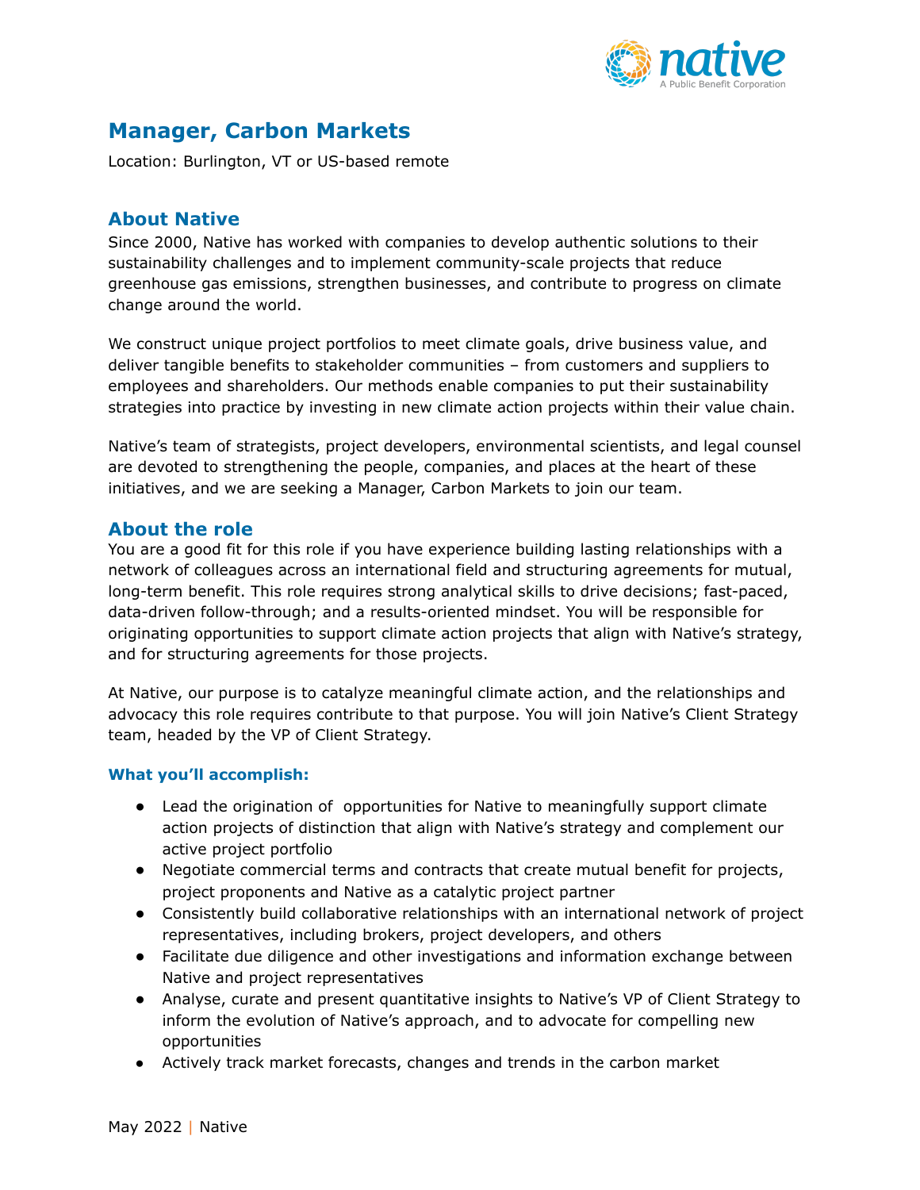# Manager, Carbon Markets

Location: Burlington, VT or US-based remote

## About Native

Since 2000, Native has worked with companies to develop authentic solutions to their sustainability challenges and to implement community-scale projects that reduce greenhouse gas emissions, strengthen businesses, and contribute to progress on climate change around the world.

We construct unique project portfolios to meet climate goals, drive business value, and deliver tangible benefits to stakeholder communities – from customers and suppliers to employees and shareholders. Our methods enable companies to put their sustainability strategies into practice by investing in new climate action projects within their value chain.

Native's team of strategists, project developers, environmental scientists, and legal counsel are devoted to strengthening the people, companies, and places at the heart of these initiatives, and we are seeking a Manager, Carbon Markets to join our team.

## About the role

You are a good fit for this role if you have experience building lasting relationships with a network of colleagues across an international field and structuring agreements for mutual, long-term benefit. This role requires strong analytical skills to drive decisions; fast-paced, data-driven follow-through; and a results-oriented mindset. You will be responsible for originating opportunities to support climate action projects that align with Native's strategy, and for structuring agreements for those projects.

At Native, our purpose is to catalyze meaningful climate action, and the relationships and advocacy this role requires contribute to that purpose. You will join Native's Client Strategy team, headed by the VP of Client Strategy.

### What you'll accomplish:

- Lead the origination of opportunities for Native to meaningfully support climate action projects of distinction that align with Native's strategy and complement our active project portfolio
- Negotiate commercial terms and contracts that create mutual benefit for projects, project proponents and Native as a catalytic project partner
- Consistently build collaborative relationships with an international network of project representatives, including brokers, project developers, and others
- Facilitate due diligence and other investigations and information exchange between Native and project representatives
- Analyse, curate and present quantitative insights to Native's VP of Client Strategy to inform the evolution of Native's approach, and to advocate for compelling new opportunities
- Actively track market forecasts, changes and trends in the carbon market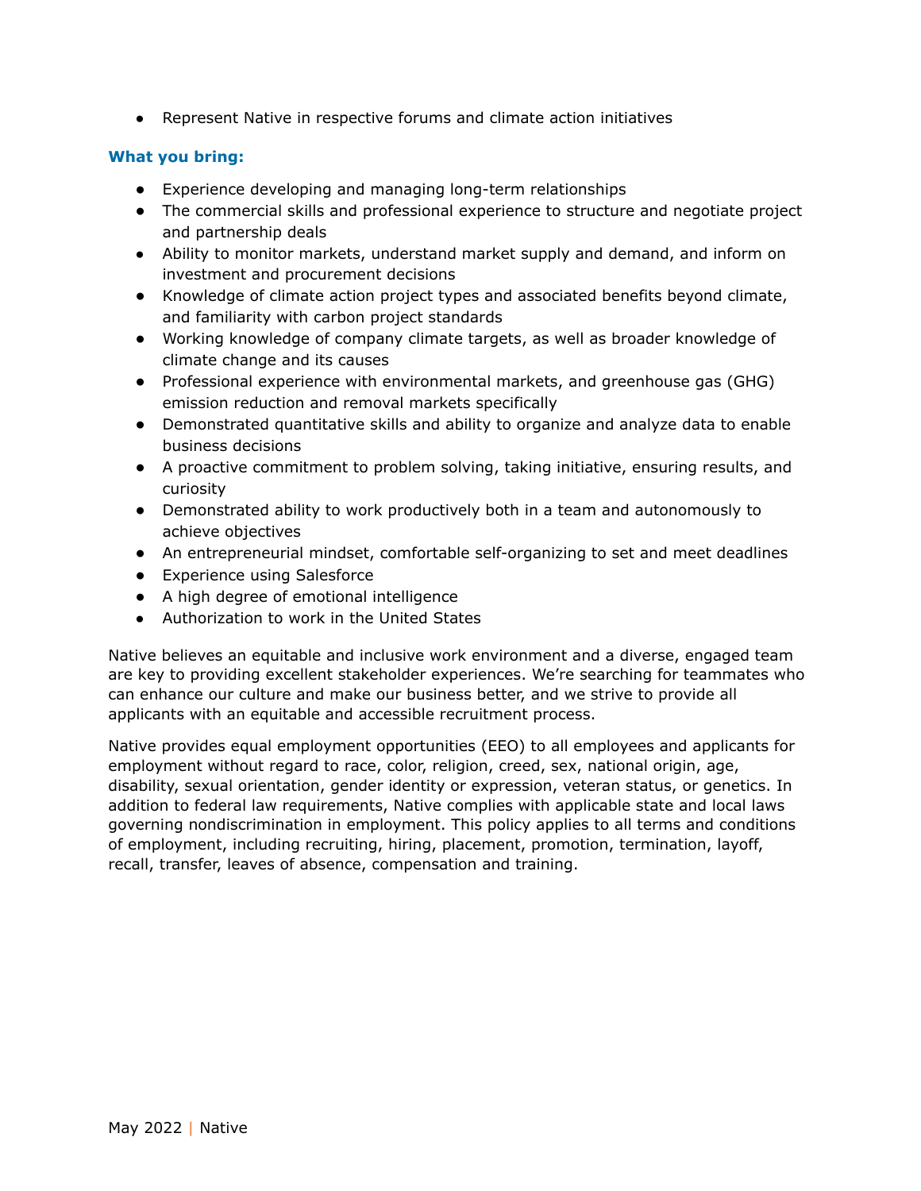- Represent Native in respective forums and climate action initiatives

### What you bring:

- Experience developing and managing long-term relationships
- The commercial skills and professional experience to structure and negotiate project and partnership deals
- Ability to monitor markets, understand market supply and demand, and inform on investment and procurement decisions
- Knowledge of climate action project types and associated benefits beyond climate, and familiarity with carbon project standards
- Working knowledge of company climate targets, as well as broader knowledge of climate change and its causes
- Professional experience with environmental markets, and greenhouse gas (GHG) emission reduction and removal markets specifically
- Demonstrated quantitative skills and ability to organize and analyze data to enable business decisions
- A proactive commitment to problem solving, taking initiative, ensuring results, and curiosity
- Demonstrated ability to work productively both in a team and autonomously to achieve objectives
- An entrepreneurial mindset, comfortable self-organizing to set and meet deadlines
- Experience using Salesforce
- A high degree of emotional intelligence
- Authorization to work in the United States

Native believes an equitable and inclusive work environment and a diverse, engaged team are key to providing excellent stakeholder experiences. We're searching for teammates who can enhance our culture and make our business better, and we strive to provide all applicants with an equitable and accessible recruitment process.

Native provides equal employment opportunities (EEO) to all employees and applicants for employment without regard to race, color, religion, creed, sex, national origin, age, disability, sexual orientation, gender identity or expression, veteran status, or genetics. In addition to federal law requirements, Native complies with applicable state and local laws governing nondiscrimination in employment. This policy applies to all terms and conditions of employment, including recruiting, hiring, placement, promotion, termination, layoff, recall, transfer, leaves of absence, compensation and training.